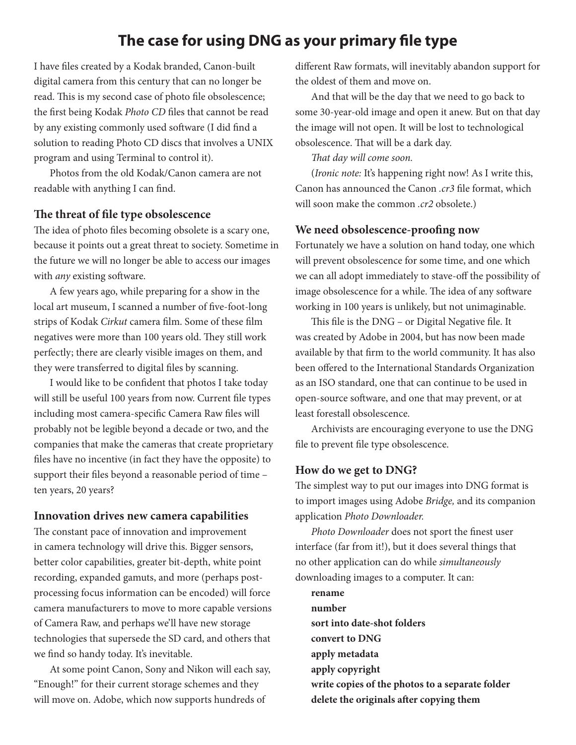# The case for using DNG as your primary file type

I have files created by a Kodak branded, Canon-built digital camera from this century that can no longer be read. This is my second case of photo file obsolescence; the first being Kodak *Photo CD* files that cannot be read by any existing commonly used software (I did find a solution to reading Photo CD discs that involves a UNIX program and using Terminal to control it).

Photos from the old Kodak/Canon camera are not readable with anything I can find.

## The threat of file type obsolescence

The idea of photo files becoming obsolete is a scary one, because it points out a great threat to society. Sometime in the future we will no longer be able to access our images with *any* existing software.

A few years ago, while preparing for a show in the local art museum, I scanned a number of five-foot-long strips of Kodak *Cirkut* camera film. Some of these film negatives were more than 100 years old. They still work perfectly; there are clearly visible images on them, and they were transferred to digital files by scanning.

I would like to be confident that photos I take today will still be useful 100 years from now. Current file types including most camera-specific Camera Raw files will probably not be legible beyond a decade or two, and the companies that make the cameras that create proprietary files have no incentive (in fact they have the opposite) to support their files beyond a reasonable period of time – ten years, 20 years?

## Innovation drives new camera capabilities

The constant pace of innovation and improvement in camera technology will drive this. Bigger sensors, better color capabilities, greater bit-depth, white point recording, expanded gamuts, and more (perhaps post-processing focus information can be encoded) will force camera manufacturers to move to more capable versions of Camera Raw, and perhaps we'll have new storage technologies that supersede the SD card, and others that we find so handy today. It's inevitable.

At some point Canon, Sony and Nikon will each say, "Enough!" for their current storage schemes and they will move on. Adobe, which now supports hundreds of different Raw formats, will inevitably abandon support for the oldest of them and move on.

And that will be the day that we need to go back to some 30-year-old image and open it anew. But on that day the image will not open. It will be lost to technological obsolescence. That will be a dark day.

*That day will come soon.*

(*Ironic note:* It's happening right now! As I write this, Canon has announced the Canon *.cr3* file format, which will soon make the common *.cr2* obsolete.)

## We need obsolescence-proofing now

Fortunately we have a solution on hand today, one which will prevent obsolescence for some time, and one which we can all adopt immediately to stave-off the possibility of image obsolescence for a while. The idea of any software working in 100 years is unlikely, but not unimaginable.

This file is the DNG – or Digital Negative file. It was created by Adobe in 2004, but has now been made available by that firm to the world community. It has also been offered to the International Standards Organization as an ISO standard, one that can continue to be used in open-source software, and one that may prevent, or at least forestall obsolescence.

Archivists are encouraging everyone to use the DNG file to prevent file type obsolescence.

## How do we get to DNG?

The simplest way to put our images into DNG format is to import images using Adobe *Bridge,* and its companion application *Photo Downloader.*

*Photo Downloader* does not sport the finest user interface (far from it!), but it does several things that no other application can do while *simultaneously* downloading images to a computer. It can:

**rename**
**number**
**sort into date-shot folders**
**convert to DNG**
**apply metadata**
**apply copyright**
**write copies of the photos to a separate folder**
**delete the originals after copying them**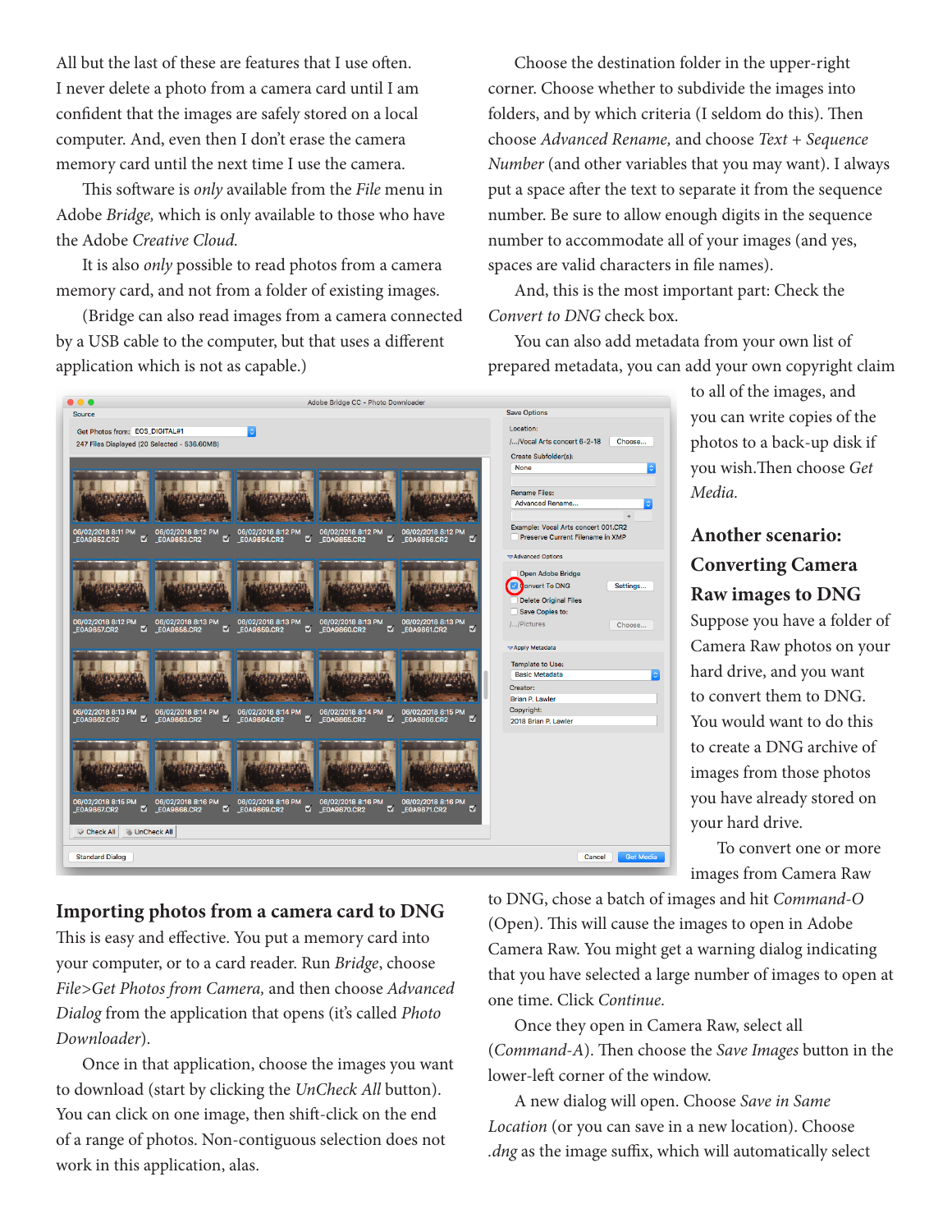All but the last of these are features that I use often. I never delete a photo from a camera card until I am confident that the images are safely stored on a local computer. And, even then I don't erase the camera memory card until the next time I use the camera.

This software is *only* available from the *File* menu in Adobe *Bridge,* which is only available to those who have the Adobe *Creative Cloud.*

It is also *only* possible to read photos from a camera memory card, and not from a folder of existing images.

(Bridge can also read images from a camera connected by a USB cable to the computer, but that uses a different application which is not as capable.)

## Importing photos from a camera card to DNG

This is easy and effective. You put a memory card into your computer, or to a card reader. Run *Bridge*, choose *File>Get Photos from Camera,* and then choose *Advanced Dialog* from the application that opens (it's called *Photo Downloader*).

Once in that application, choose the images you want to download (start by clicking the *UnCheck All* button). You can click on one image, then shift-click on the end of a range of photos. Non-contiguous selection does not work in this application, alas.

Choose the destination folder in the upper-right corner. Choose whether to subdivide the images into folders, and by which criteria (I seldom do this). Then choose *Advanced Rename,* and choose *Text + Sequence Number* (and other variables that you may want). I always put a space after the text to separate it from the sequence number. Be sure to allow enough digits in the sequence number to accommodate all of your images (and yes, spaces are valid characters in file names).

And, this is the most important part: Check the *Convert to DNG* check box.

You can also add metadata from your own list of prepared metadata, you can add your own copyright claim to all of the images, and you can write copies of the photos to a back-up disk if you wish.Then choose *Get Media.*

## Another scenario: Converting Camera Raw images to DNG

Suppose you have a folder of Camera Raw photos on your hard drive, and you want to convert them to DNG. You would want to do this to create a DNG archive of images from those photos you have already stored on your hard drive.

To convert one or more images from Camera Raw to DNG, chose a batch of images and hit *Command-O* (Open). This will cause the images to open in Adobe Camera Raw. You might get a warning dialog indicating that you have selected a large number of images to open at one time. Click *Continue.*

Once they open in Camera Raw, select all (*Command-A*). Then choose the *Save Images* button in the lower-left corner of the window.

A new dialog will open. Choose *Save in Same Location* (or you can save in a new location). Choose *.dng* as the image suffix, which will automatically select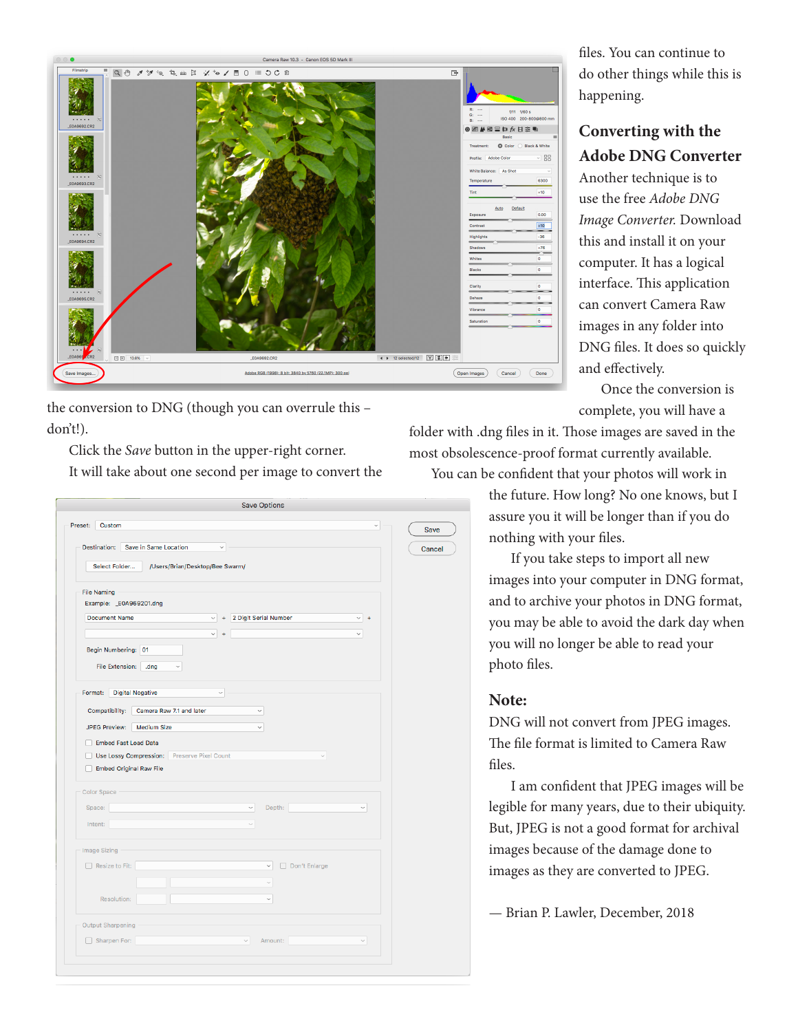files. You can continue to do other things while this is happening.

the conversion to DNG (though you can overrule this – don't!).

Click the *Save* button in the upper-right corner.

It will take about one second per image to convert the files. You can continue to do other things while this is happening.

## Converting with the Adobe DNG Converter

Another technique is to use the free *Adobe DNG Image Converter.* Download this and install it on your computer. It has a logical interface. This application can convert Camera Raw images in any folder into DNG files. It does so quickly and effectively.

Once the conversion is complete, you will have a folder with .dng files in it. Those images are saved in the most obsolescence-proof format currently available.

You can be confident that your photos will work in the future. How long? No one knows, but I assure you it will be longer than if you do nothing with your files.

If you take steps to import all new images into your computer in DNG format, and to archive your photos in DNG format, you may be able to avoid the dark day when you will no longer be able to read your photo files.

## Note:

DNG will not convert from JPEG images. The file format is limited to Camera Raw files.

I am confident that JPEG images will be legible for many years, due to their ubiquity. But, JPEG is not a good format for archival images because of the damage done to images as they are converted to JPEG.

— Brian P. Lawler, December, 2018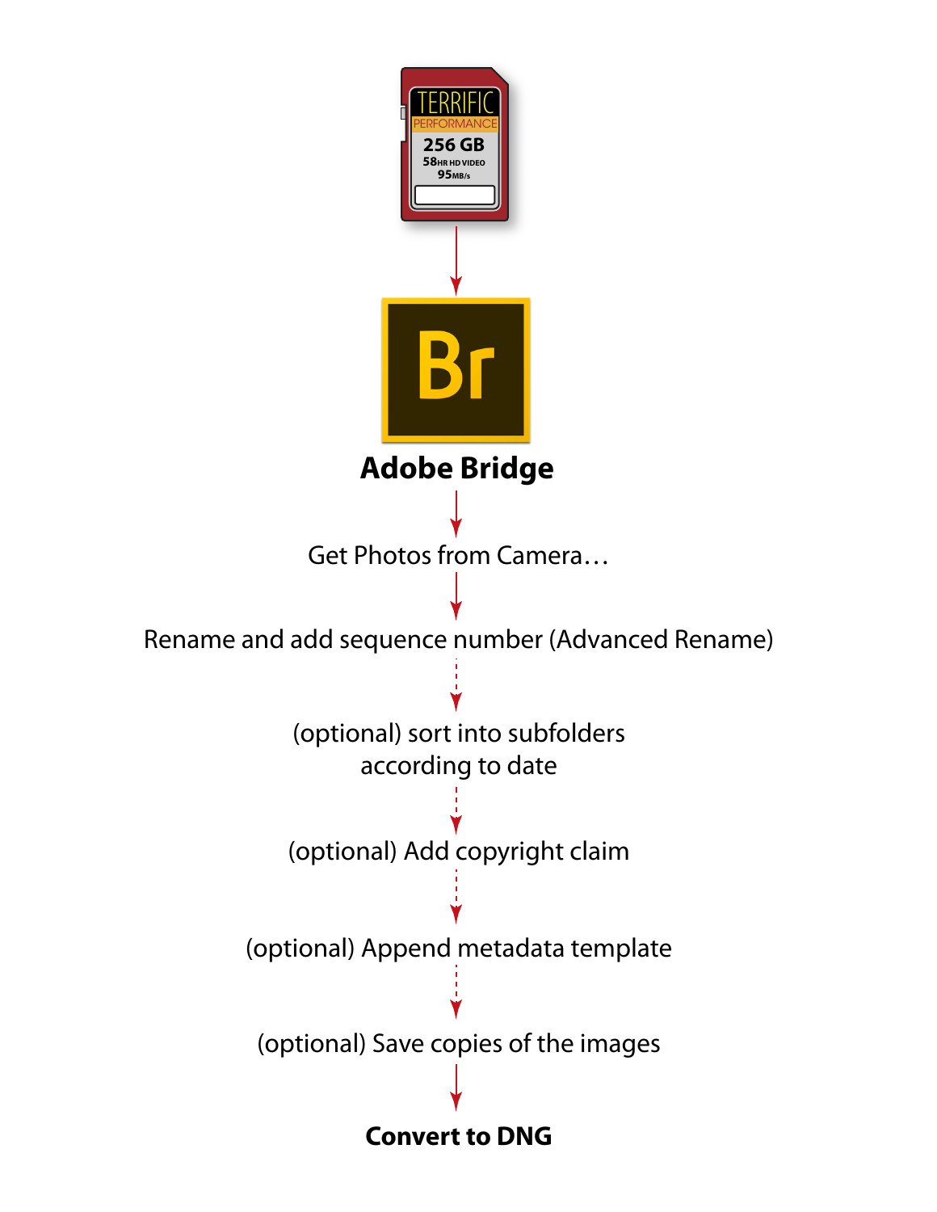TERRIFIC
PERFORMANCE
256 GB
58HR HD VIDEO
95MB/s

Br

**Adobe Bridge**

Get Photos from Camera…

Rename and add sequence number (Advanced Rename)

(optional) sort into subfolders according to date

(optional) Add copyright claim

(optional) Append metadata template

(optional) Save copies of the images

**Convert to DNG**